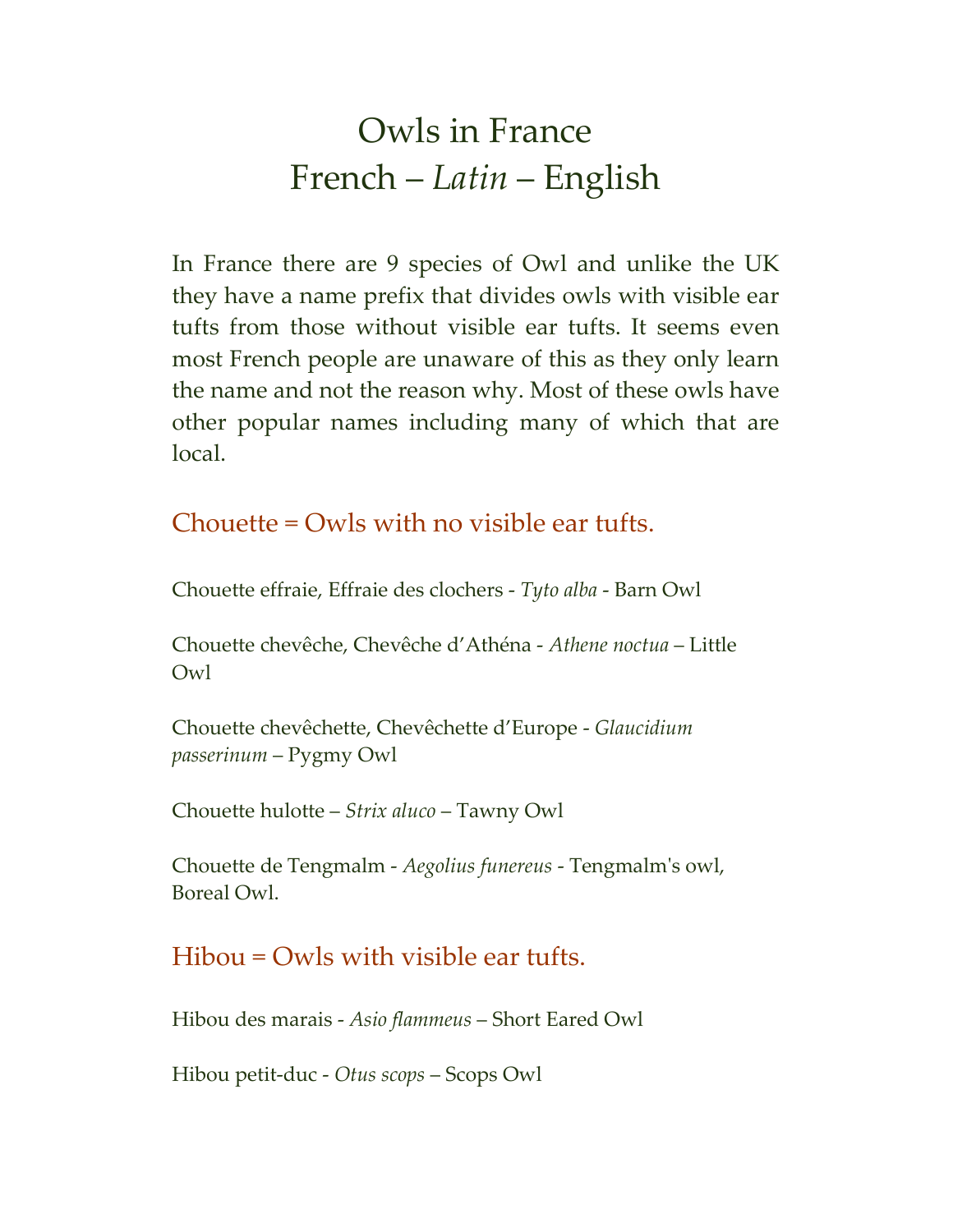# Owls in France
# French – *Latin* – English

In France there are 9 species of Owl and unlike the UK they have a name prefix that divides owls with visible ear tufts from those without visible ear tufts. It seems even most French people are unaware of this as they only learn the name and not the reason why. Most of these owls have other popular names including many of which that are local.

## Chouette = Owls with no visible ear tufts.

Chouette effraie, Effraie des clochers - *Tyto alba* - Barn Owl

Chouette chevêche, Chevêche d'Athéna - *Athene noctua* – Little Owl

Chouette chevêchette, Chevêchette d'Europe - *Glaucidium passerinum* – Pygmy Owl

Chouette hulotte – *Strix aluco* – Tawny Owl

Chouette de Tengmalm - *Aegolius funereus* - Tengmalm's owl, Boreal Owl.

## Hibou = Owls with visible ear tufts.

Hibou des marais - *Asio flammeus* – Short Eared Owl

Hibou petit-duc - *Otus scops* – Scops Owl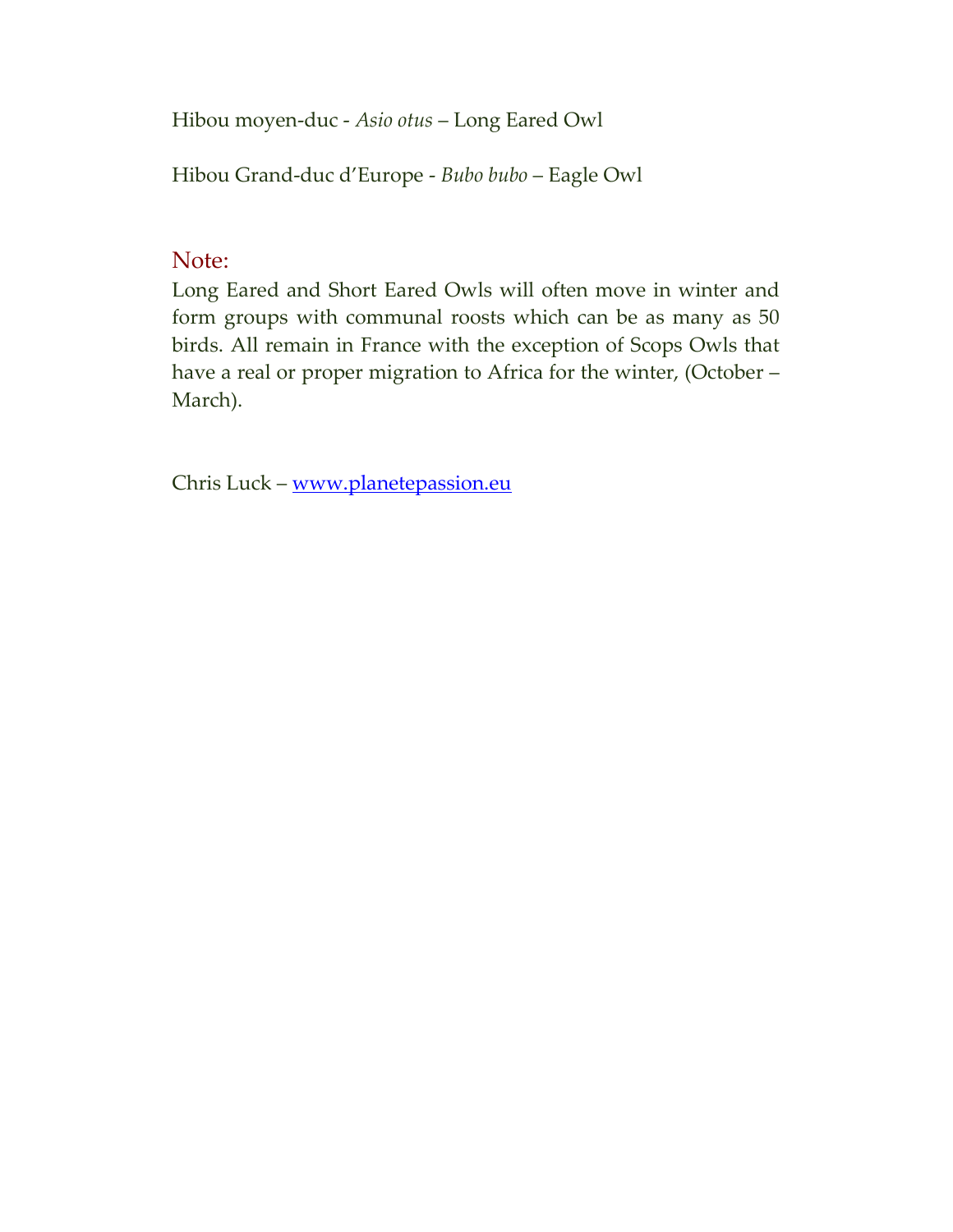Hibou moyen-duc - *Asio otus* – Long Eared Owl

Hibou Grand-duc d'Europe - *Bubo bubo* – Eagle Owl

## Note:

Long Eared and Short Eared Owls will often move in winter and form groups with communal roosts which can be as many as 50 birds. All remain in France with the exception of Scops Owls that have a real or proper migration to Africa for the winter, (October – March).

Chris Luck – [www.planetepassion.eu](http://www.planetepassion.eu)